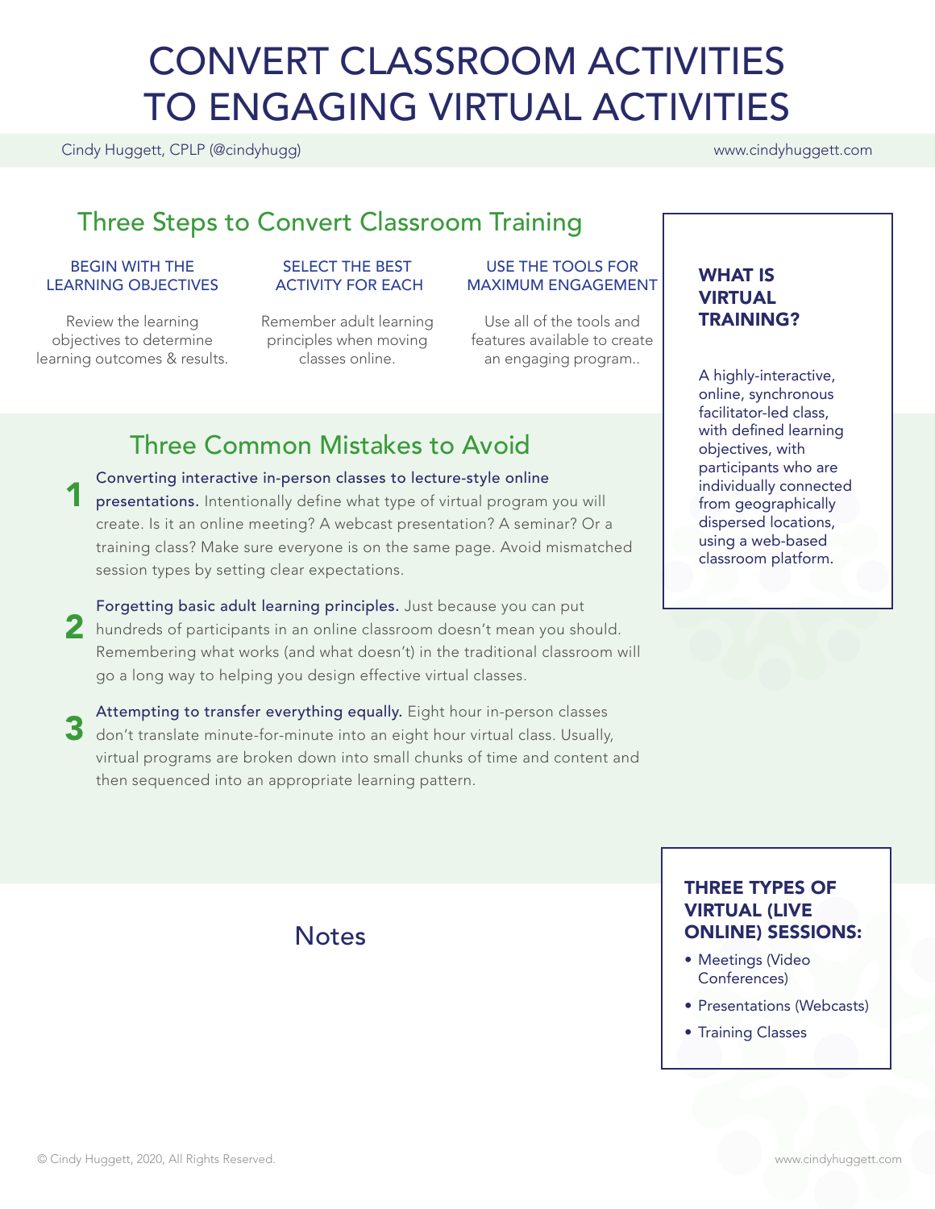# CONVERT CLASSROOM ACTIVITIES TO ENGAGING VIRTUAL ACTIVITIES

Cindy Huggett, CPLP (@cindyhugg) www.cindyhuggett.com

## Three Steps to Convert Classroom Training

### BEGIN WITH THE LEARNING OBJECTIVES

Review the learning objectives to determine learning outcomes & results.

### SELECT THE BEST ACTIVITY FOR EACH

Remember adult learning principles when moving classes online.

### USE THE TOOLS FOR MAXIMUM ENGAGEMENT

Use all of the tools and features available to create an engaging program..

## Three Common Mistakes to Avoid

1. **Converting interactive in-person classes to lecture-style online presentations.** Intentionally define what type of virtual program you will create. Is it an online meeting? A webcast presentation? A seminar? Or a training class? Make sure everyone is on the same page. Avoid mismatched session types by setting clear expectations.

2. **Forgetting basic adult learning principles.** Just because you can put hundreds of participants in an online classroom doesn't mean you should. Remembering what works (and what doesn't) in the traditional classroom will go a long way to helping you design effective virtual classes.

3. **Attempting to transfer everything equally.** Eight hour in-person classes don't translate minute-for-minute into an eight hour virtual class. Usually, virtual programs are broken down into small chunks of time and content and then sequenced into an appropriate learning pattern.

### WHAT IS VIRTUAL TRAINING?

A highly-interactive, online, synchronous facilitator-led class, with defined learning objectives, with participants who are individually connected from geographically dispersed locations, using a web-based classroom platform.

## Notes

### THREE TYPES OF VIRTUAL (LIVE ONLINE) SESSIONS:

- Meetings (Video Conferences)
- Presentations (Webcasts)
- Training Classes

© Cindy Huggett, 2020, All Rights Reserved.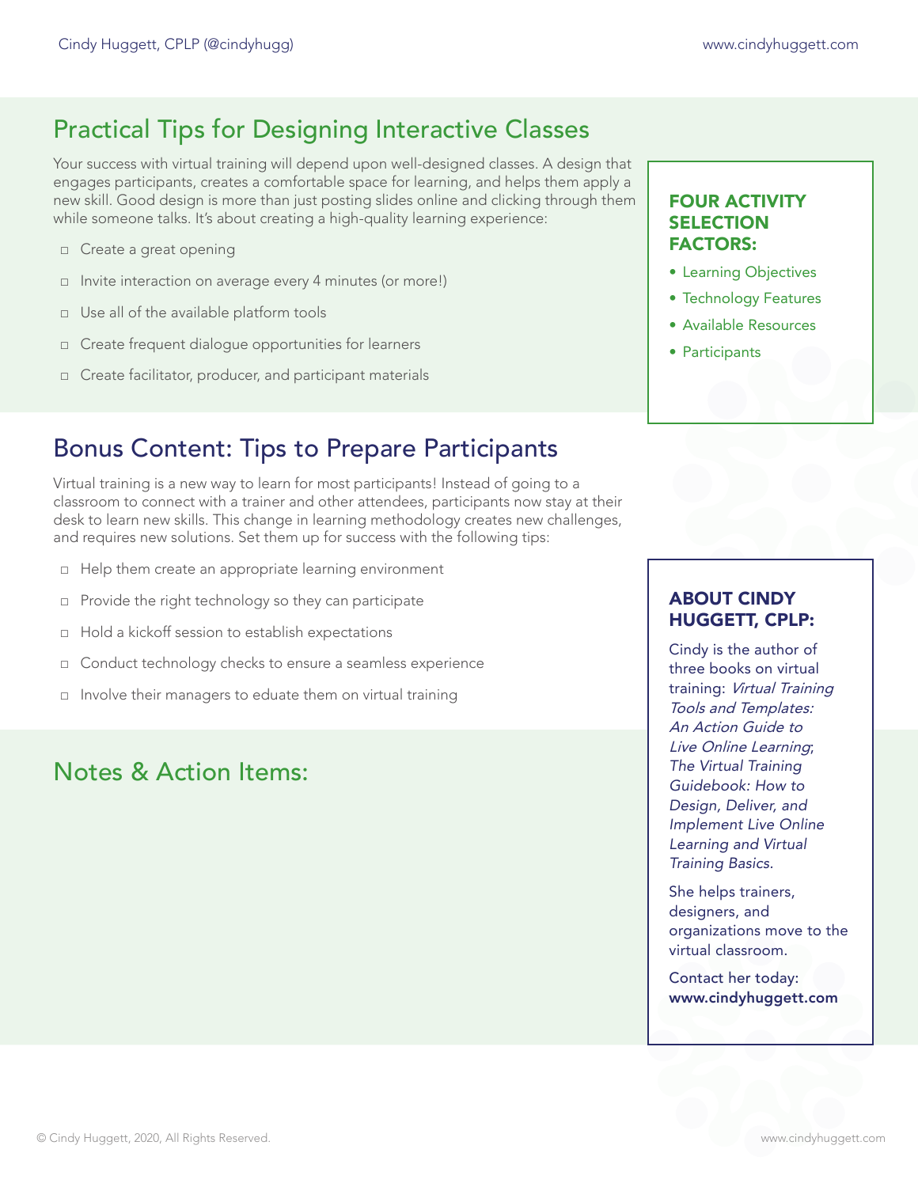## Practical Tips for Designing Interactive Classes

Your success with virtual training will depend upon well-designed classes. A design that engages participants, creates a comfortable space for learning, and helps them apply a new skill. Good design is more than just posting slides online and clicking through them while someone talks. It's about creating a high-quality learning experience:

- ◻ Create a great opening
- ◻ Invite interaction on average every 4 minutes (or more!)
- ◻ Use all of the available platform tools
- ◻ Create frequent dialogue opportunities for learners
- ◻ Create facilitator, producer, and participant materials

**FOUR ACTIVITY SELECTION FACTORS:**

- Learning Objectives
- Technology Features
- Available Resources
- Participants

## Bonus Content: Tips to Prepare Participants

Virtual training is a new way to learn for most participants! Instead of going to a classroom to connect with a trainer and other attendees, participants now stay at their desk to learn new skills. This change in learning methodology creates new challenges, and requires new solutions. Set them up for success with the following tips:

- ◻ Help them create an appropriate learning environment
- ◻ Provide the right technology so they can participate
- ◻ Hold a kickoff session to establish expectations
- ◻ Conduct technology checks to ensure a seamless experience
- ◻ Involve their managers to eduate them on virtual training

## Notes & Action Items:

**ABOUT CINDY HUGGETT, CPLP:**

Cindy is the author of three books on virtual training: *Virtual Training Tools and Templates: An Action Guide to Live Online Learning*; *The Virtual Training Guidebook: How to Design, Deliver, and Implement Live Online Learning and Virtual Training Basics.*

She helps trainers, designers, and organizations move to the virtual classroom.

Contact her today: **www.cindyhuggett.com**

© Cindy Huggett, 2020, All Rights Reserved.